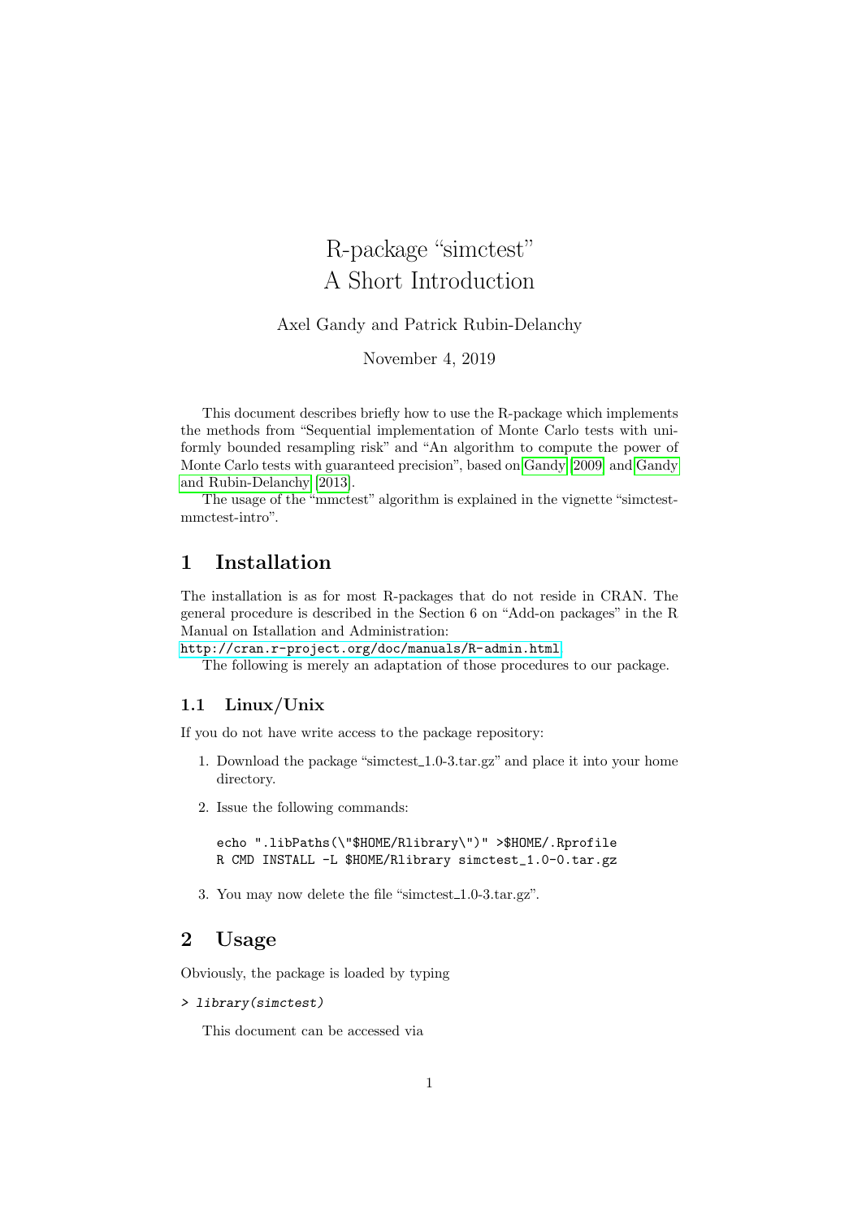# R-package "simctest" A Short Introduction

Axel Gandy and Patrick Rubin-Delanchy

November 4, 2019

This document describes briefly how to use the R-package which implements the methods from "Sequential implementation of Monte Carlo tests with uniformly bounded resampling risk" and "An algorithm to compute the power of Monte Carlo tests with guaranteed precision", based on Gandy [2009] and Gandy and Rubin-Delanchy [2013].

The usage of the "mmctest" algorithm is explained in the vignette "simctest-mmctest-intro".

## 1 Installation

The installation is as for most R-packages that do not reside in CRAN. The general procedure is described in the Section 6 on "Add-on packages" in the R Manual on Istallation and Administration:
http://cran.r-project.org/doc/manuals/R-admin.html

The following is merely an adaptation of those procedures to our package.

### 1.1 Linux/Unix

If you do not have write access to the package repository:

1. Download the package "simctest_1.0-3.tar.gz" and place it into your home directory.
2. Issue the following commands:

```
echo ".libPaths(\"$HOME/Rlibrary\")" >$HOME/.Rprofile
R CMD INSTALL -L $HOME/Rlibrary simctest_1.0-0.tar.gz
```

3. You may now delete the file "simctest_1.0-3.tar.gz".

## 2 Usage

Obviously, the package is loaded by typing

```
> library(simctest)
```

This document can be accessed via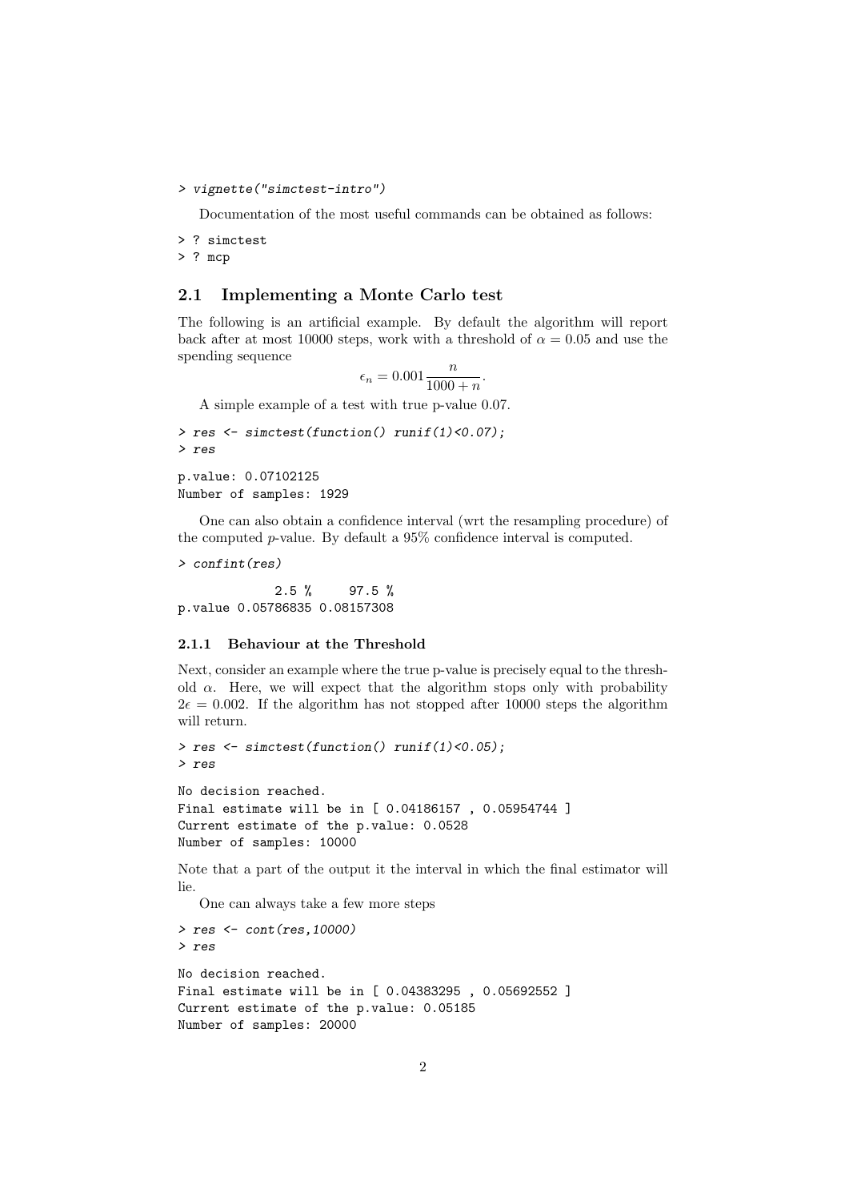```
> vignette("simctest-intro")
```

Documentation of the most useful commands can be obtained as follows:

```
> ? simctest
> ? mcp
```

## 2.1 Implementing a Monte Carlo test

The following is an artificial example. By default the algorithm will report back after at most 10000 steps, work with a threshold of $\alpha = 0.05$ and use the spending sequence

$$\epsilon_n = 0.001 \frac{n}{1000 + n}.$$

A simple example of a test with true p-value 0.07.

```
> res <- simctest(function() runif(1)<0.07);
> res

p.value: 0.07102125
Number of samples: 1929
```

One can also obtain a confidence interval (wrt the resampling procedure) of the computed $p$-value. By default a 95% confidence interval is computed.

```
> confint(res)

              2.5 %     97.5 %
p.value 0.05786835 0.08157308
```

### 2.1.1 Behaviour at the Threshold

Next, consider an example where the true p-value is precisely equal to the threshold $\alpha$. Here, we will expect that the algorithm stops only with probability $2\epsilon = 0.002$. If the algorithm has not stopped after 10000 steps the algorithm will return.

```
> res <- simctest(function() runif(1)<0.05);
> res

No decision reached.
Final estimate will be in [ 0.04186157 , 0.05954744 ]
Current estimate of the p.value: 0.0528
Number of samples: 10000
```

Note that a part of the output it the interval in which the final estimator will lie.

One can always take a few more steps

```
> res <- cont(res,10000)
> res

No decision reached.
Final estimate will be in [ 0.04383295 , 0.05692552 ]
Current estimate of the p.value: 0.05185
Number of samples: 20000
```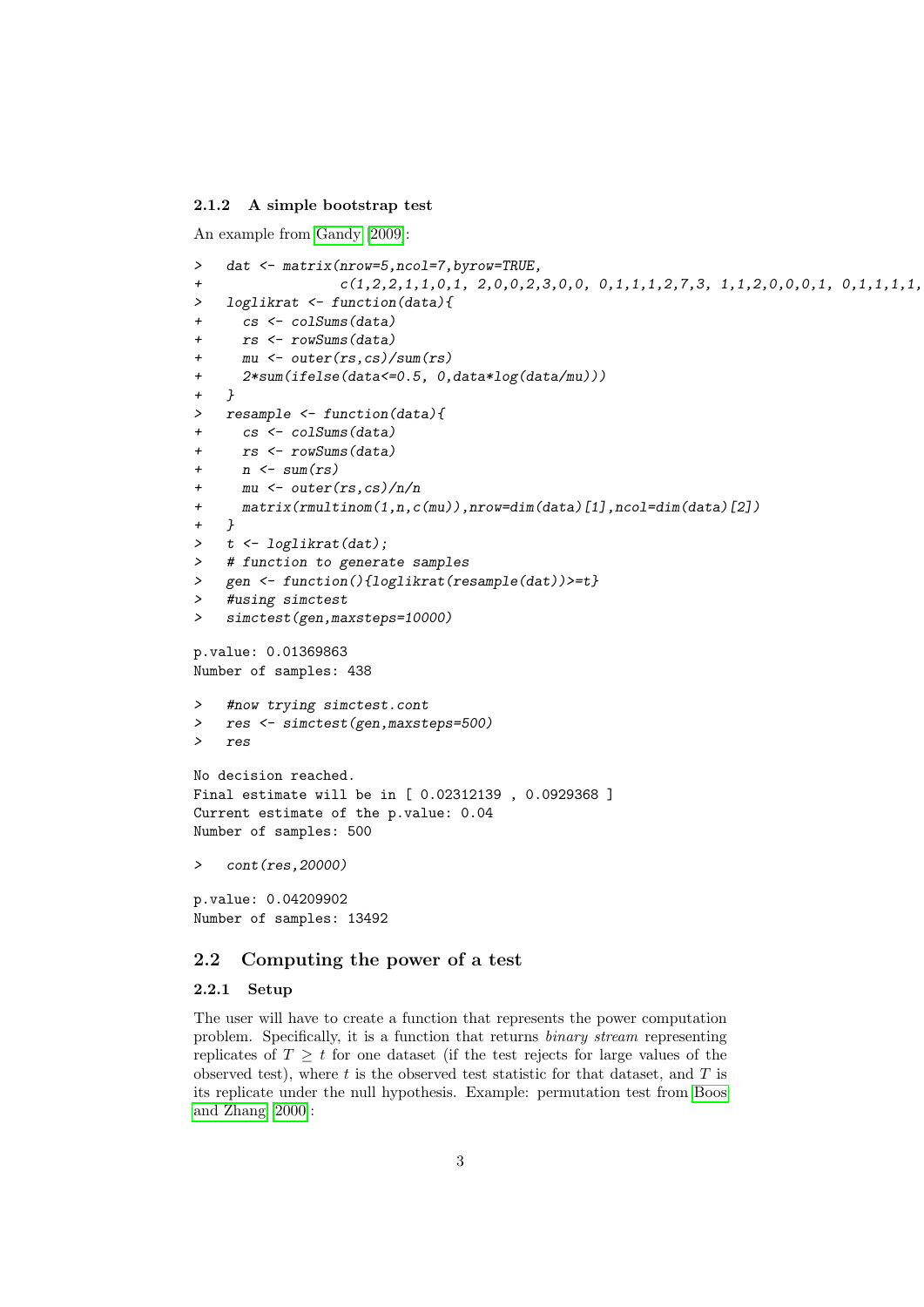### 2.1.2 A simple bootstrap test

An example from Gandy [2009]:

```
>   dat <- matrix(nrow=5,ncol=7,byrow=TRUE,
+                c(1,2,2,1,1,0,1, 2,0,0,2,3,0,0, 0,1,1,1,2,7,3, 1,1,2,0,0,0,1, 0,1,1,1,1,
>   loglikrat <- function(data){
+     cs <- colSums(data)
+     rs <- rowSums(data)
+     mu <- outer(rs,cs)/sum(rs)
+     2*sum(ifelse(data<=0.5, 0,data*log(data/mu)))
+   }
>   resample <- function(data){
+     cs <- colSums(data)
+     rs <- rowSums(data)
+     n <- sum(rs)
+     mu <- outer(rs,cs)/n/n
+     matrix(rmultinom(1,n,c(mu)),nrow=dim(data)[1],ncol=dim(data)[2])
+   }
>   t <- loglikrat(dat);
>   # function to generate samples
>   gen <- function(){loglikrat(resample(dat))>=t}
>   #using simctest
>   simctest(gen,maxsteps=10000)

p.value: 0.01369863
Number of samples: 438

>   #now trying simctest.cont
>   res <- simctest(gen,maxsteps=500)
>   res

No decision reached.
Final estimate will be in [ 0.02312139 , 0.0929368 ]
Current estimate of the p.value: 0.04
Number of samples: 500

>   cont(res,20000)

p.value: 0.04209902
Number of samples: 13492
```

## 2.2 Computing the power of a test

### 2.2.1 Setup

The user will have to create a function that represents the power computation problem. Specifically, it is a function that returns *binary stream* representing replicates of $T \geq t$ for one dataset (if the test rejects for large values of the observed test), where $t$ is the observed test statistic for that dataset, and $T$ is its replicate under the null hypothesis. Example: permutation test from Boos and Zhang [2000]: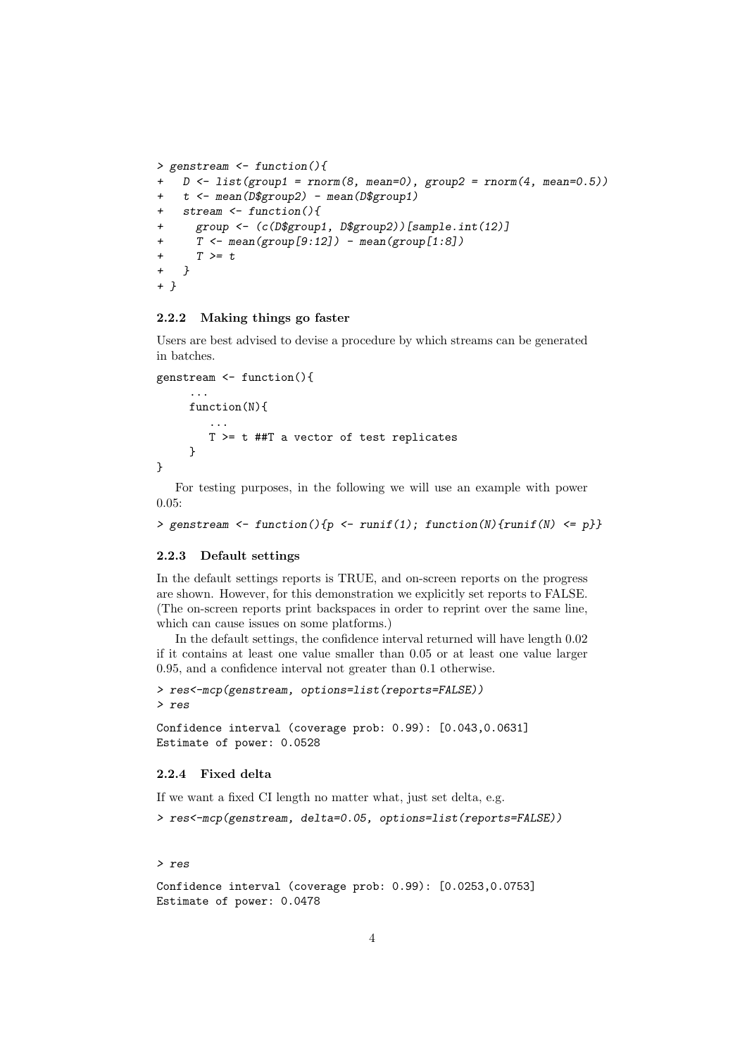```
> genstream <- function(){
+   D <- list(group1 = rnorm(8, mean=0), group2 = rnorm(4, mean=0.5))
+   t <- mean(D$group2) - mean(D$group1)
+   stream <- function(){
+     group <- (c(D$group1, D$group2))[sample.int(12)]
+     T <- mean(group[9:12]) - mean(group[1:8])
+     T >= t
+   }
+ }
```

### 2.2.2 Making things go faster

Users are best advised to devise a procedure by which streams can be generated in batches.

```
genstream <- function(){
     ...
     function(N){
        ...
        T >= t ##T a vector of test replicates
     }
}
```

For testing purposes, in the following we will use an example with power 0.05:

```
> genstream <- function(){p <- runif(1); function(N){runif(N) <= p}}
```

### 2.2.3 Default settings

In the default settings reports is TRUE, and on-screen reports on the progress are shown. However, for this demonstration we explicitly set reports to FALSE. (The on-screen reports print backspaces in order to reprint over the same line, which can cause issues on some platforms.)

In the default settings, the confidence interval returned will have length 0.02 if it contains at least one value smaller than 0.05 or at least one value larger 0.95, and a confidence interval not greater than 0.1 otherwise.

```
> res<-mcp(genstream, options=list(reports=FALSE))
> res

Confidence interval (coverage prob: 0.99): [0.043,0.0631]
Estimate of power: 0.0528
```

### 2.2.4 Fixed delta

If we want a fixed CI length no matter what, just set delta, e.g.

```
> res<-mcp(genstream, delta=0.05, options=list(reports=FALSE))
```

```
> res

Confidence interval (coverage prob: 0.99): [0.0253,0.0753]
Estimate of power: 0.0478
```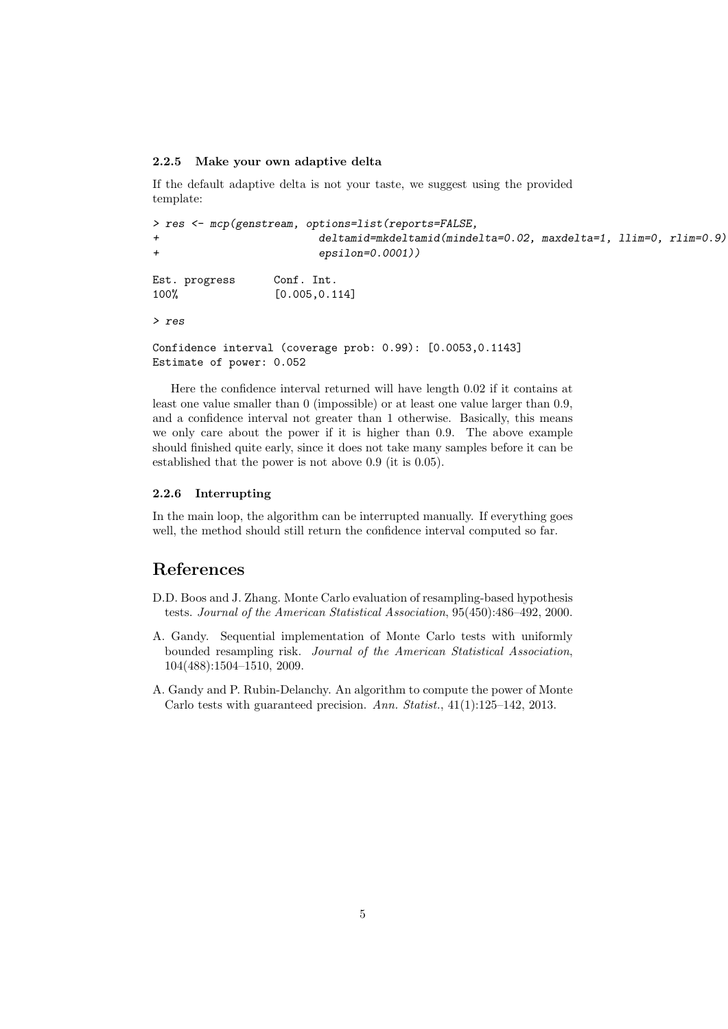### 2.2.5 Make your own adaptive delta

If the default adaptive delta is not your taste, we suggest using the provided template:

```
> res <- mcp(genstream, options=list(reports=FALSE,
+                        deltamid=mkdeltamid(mindelta=0.02, maxdelta=1, llim=0, rlim=0.9)
+                        epsilon=0.0001))

Est. progress      Conf. Int.
100%               [0.005,0.114]

> res

Confidence interval (coverage prob: 0.99): [0.0053,0.1143]
Estimate of power: 0.052
```

Here the confidence interval returned will have length 0.02 if it contains at least one value smaller than 0 (impossible) or at least one value larger than 0.9, and a confidence interval not greater than 1 otherwise. Basically, this means we only care about the power if it is higher than 0.9. The above example should finished quite early, since it does not take many samples before it can be established that the power is not above 0.9 (it is 0.05).

### 2.2.6 Interrupting

In the main loop, the algorithm can be interrupted manually. If everything goes well, the method should still return the confidence interval computed so far.

## References

D.D. Boos and J. Zhang. Monte Carlo evaluation of resampling-based hypothesis tests. *Journal of the American Statistical Association*, 95(450):486–492, 2000.

A. Gandy. Sequential implementation of Monte Carlo tests with uniformly bounded resampling risk. *Journal of the American Statistical Association*, 104(488):1504–1510, 2009.

A. Gandy and P. Rubin-Delanchy. An algorithm to compute the power of Monte Carlo tests with guaranteed precision. *Ann. Statist.*, 41(1):125–142, 2013.